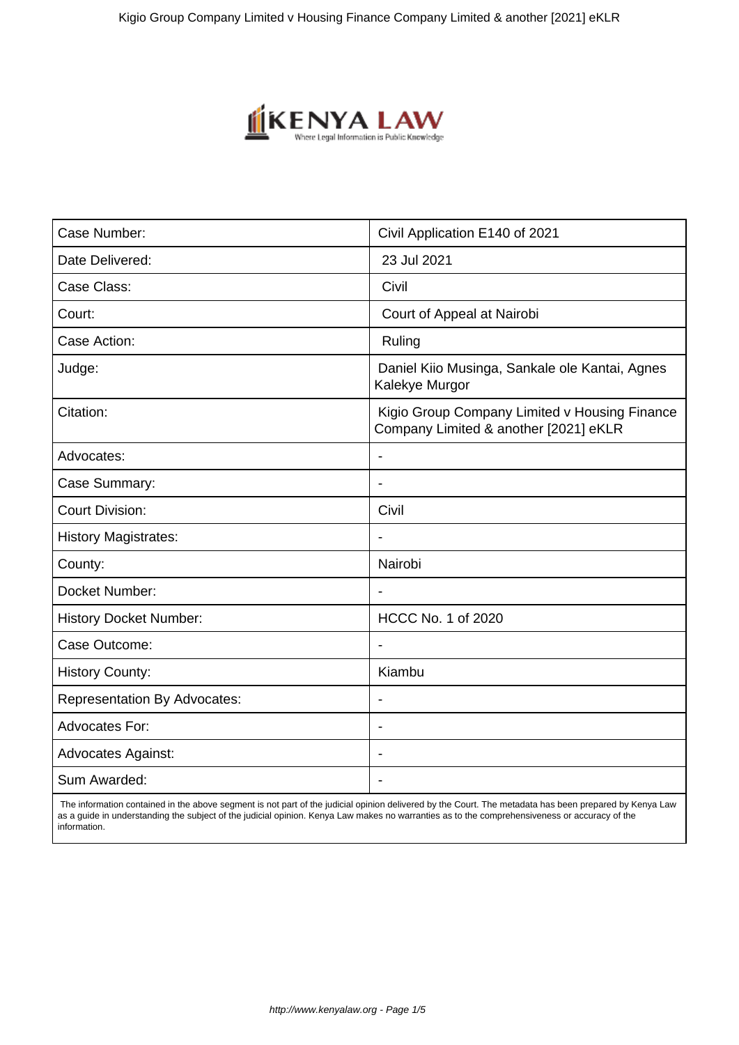| Case Number: | Civil Application E140 of 2021 |
|---|---|
| Date Delivered: | 23 Jul 2021 |
| Case Class: | Civil |
| Court: | Court of Appeal at Nairobi |
| Case Action: | Ruling |
| Judge: | Daniel Kiio Musinga, Sankale ole Kantai, Agnes Kalekye Murgor |
| Citation: | Kigio Group Company Limited v Housing Finance Company Limited & another [2021] eKLR |
| Advocates: | - |
| Case Summary: | - |
| Court Division: | Civil |
| History Magistrates: | - |
| County: | Nairobi |
| Docket Number: | - |
| History Docket Number: | HCCC No. 1 of 2020 |
| Case Outcome: | - |
| History County: | Kiambu |
| Representation By Advocates: | - |
| Advocates For: | - |
| Advocates Against: | - |
| Sum Awarded: | - |

The information contained in the above segment is not part of the judicial opinion delivered by the Court. The metadata has been prepared by Kenya Law as a guide in understanding the subject of the judicial opinion. Kenya Law makes no warranties as to the comprehensiveness or accuracy of the information.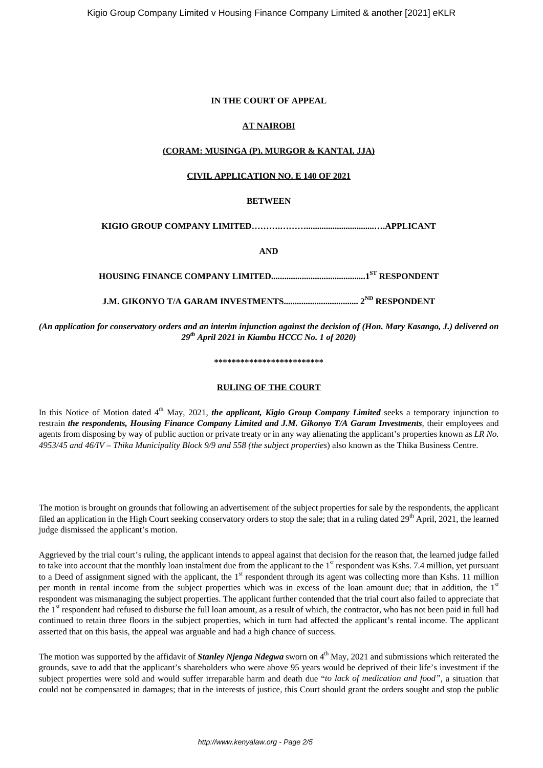**IN THE COURT OF APPEAL**

**AT NAIROBI**

**(CORAM: MUSINGA (P), MURGOR & KANTAI, JJA)**

**CIVIL APPLICATION NO. E 140 OF 2021**

**BETWEEN**

**KIGIO GROUP COMPANY LIMITED……….……..................................….APPLICANT**

**AND**

**HOUSING FINANCE COMPANY LIMITED...........................................1ST RESPONDENT**

**J.M. GIKONYO T/A GARAM INVESTMENTS................................. 2ND RESPONDENT**

***(An application for conservatory orders and an interim injunction against the decision of (Hon. Mary Kasango, J.) delivered on 29th April 2021 in Kiambu HCCC No. 1 of 2020)***

**************************

**RULING OF THE COURT**

In this Notice of Motion dated 4th May, 2021, ***the applicant, Kigio Group Company Limited*** seeks a temporary injunction to restrain ***the respondents, Housing Finance Company Limited and J.M. Gikonyo T/A Garam Investments***, their employees and agents from disposing by way of public auction or private treaty or in any way alienating the applicant's properties known as *LR No. 4953/45 and 46/IV – Thika Municipality Block 9/9 and 558 (the subject properties*) also known as the Thika Business Centre.

The motion is brought on grounds that following an advertisement of the subject properties for sale by the respondents, the applicant filed an application in the High Court seeking conservatory orders to stop the sale; that in a ruling dated 29th April, 2021, the learned judge dismissed the applicant's motion.

Aggrieved by the trial court's ruling, the applicant intends to appeal against that decision for the reason that, the learned judge failed to take into account that the monthly loan instalment due from the applicant to the 1st respondent was Kshs. 7.4 million, yet pursuant to a Deed of assignment signed with the applicant, the 1st respondent through its agent was collecting more than Kshs. 11 million per month in rental income from the subject properties which was in excess of the loan amount due; that in addition, the 1st respondent was mismanaging the subject properties. The applicant further contended that the trial court also failed to appreciate that the 1st respondent had refused to disburse the full loan amount, as a result of which, the contractor, who has not been paid in full had continued to retain three floors in the subject properties, which in turn had affected the applicant's rental income. The applicant asserted that on this basis, the appeal was arguable and had a high chance of success.

The motion was supported by the affidavit of ***Stanley Njenga Ndegwa*** sworn on 4th May, 2021 and submissions which reiterated the grounds, save to add that the applicant's shareholders who were above 95 years would be deprived of their life's investment if the subject properties were sold and would suffer irreparable harm and death due "*to lack of medication and food"*, a situation that could not be compensated in damages; that in the interests of justice, this Court should grant the orders sought and stop the public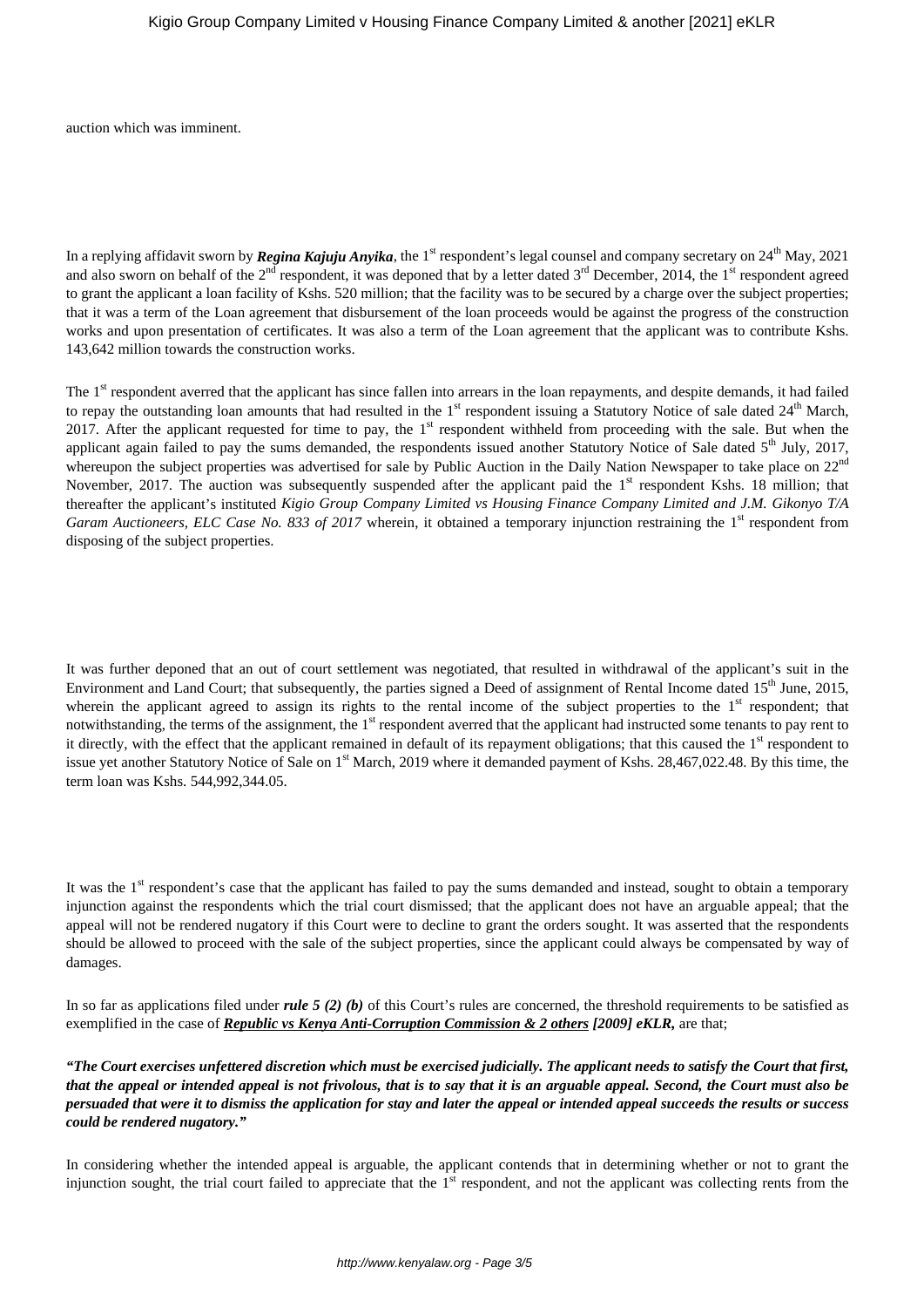auction which was imminent.

In a replying affidavit sworn by ***Regina Kajuju Anyika***, the 1st respondent's legal counsel and company secretary on 24th May, 2021 and also sworn on behalf of the 2nd respondent, it was deponed that by a letter dated 3rd December, 2014, the 1st respondent agreed to grant the applicant a loan facility of Kshs. 520 million; that the facility was to be secured by a charge over the subject properties; that it was a term of the Loan agreement that disbursement of the loan proceeds would be against the progress of the construction works and upon presentation of certificates. It was also a term of the Loan agreement that the applicant was to contribute Kshs. 143,642 million towards the construction works.

The 1st respondent averred that the applicant has since fallen into arrears in the loan repayments, and despite demands, it had failed to repay the outstanding loan amounts that had resulted in the 1st respondent issuing a Statutory Notice of sale dated 24th March, 2017. After the applicant requested for time to pay, the 1st respondent withheld from proceeding with the sale. But when the applicant again failed to pay the sums demanded, the respondents issued another Statutory Notice of Sale dated 5th July, 2017, whereupon the subject properties was advertised for sale by Public Auction in the Daily Nation Newspaper to take place on 22nd November, 2017. The auction was subsequently suspended after the applicant paid the 1st respondent Kshs. 18 million; that thereafter the applicant's instituted *Kigio Group Company Limited vs Housing Finance Company Limited and J.M. Gikonyo T/A Garam Auctioneers, ELC Case No. 833 of 2017* wherein, it obtained a temporary injunction restraining the 1st respondent from disposing of the subject properties.

It was further deponed that an out of court settlement was negotiated, that resulted in withdrawal of the applicant's suit in the Environment and Land Court; that subsequently, the parties signed a Deed of assignment of Rental Income dated 15th June, 2015, wherein the applicant agreed to assign its rights to the rental income of the subject properties to the 1st respondent; that notwithstanding, the terms of the assignment, the 1st respondent averred that the applicant had instructed some tenants to pay rent to it directly, with the effect that the applicant remained in default of its repayment obligations; that this caused the 1st respondent to issue yet another Statutory Notice of Sale on 1st March, 2019 where it demanded payment of Kshs. 28,467,022.48. By this time, the term loan was Kshs. 544,992,344.05.

It was the 1st respondent's case that the applicant has failed to pay the sums demanded and instead, sought to obtain a temporary injunction against the respondents which the trial court dismissed; that the applicant does not have an arguable appeal; that the appeal will not be rendered nugatory if this Court were to decline to grant the orders sought. It was asserted that the respondents should be allowed to proceed with the sale of the subject properties, since the applicant could always be compensated by way of damages.

In so far as applications filed under ***rule 5 (2) (b)*** of this Court's rules are concerned, the threshold requirements to be satisfied as exemplified in the case of ***Republic vs Kenya Anti-Corruption Commission & 2 others*** ***[2009] eKLR,*** are that;

***"The Court exercises unfettered discretion which must be exercised judicially. The applicant needs to satisfy the Court that first, that the appeal or intended appeal is not frivolous, that is to say that it is an arguable appeal. Second, the Court must also be persuaded that were it to dismiss the application for stay and later the appeal or intended appeal succeeds the results or success could be rendered nugatory."***

In considering whether the intended appeal is arguable, the applicant contends that in determining whether or not to grant the injunction sought, the trial court failed to appreciate that the 1st respondent, and not the applicant was collecting rents from the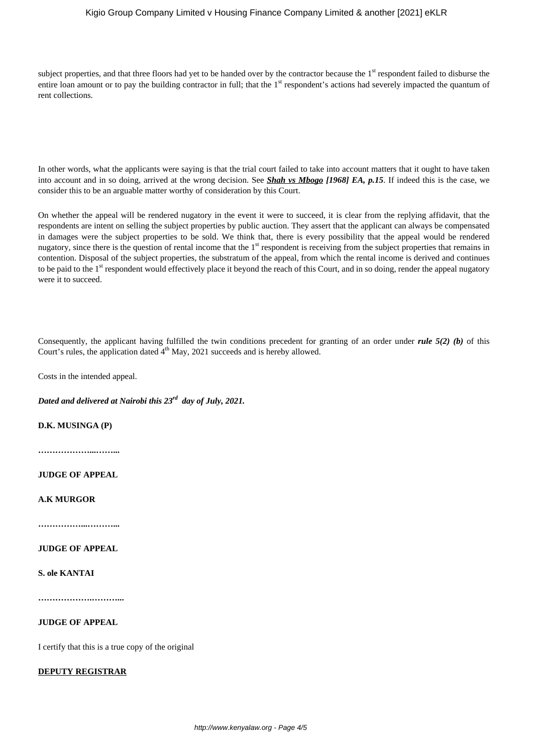subject properties, and that three floors had yet to be handed over by the contractor because the 1st respondent failed to disburse the entire loan amount or to pay the building contractor in full; that the 1st respondent's actions had severely impacted the quantum of rent collections.

In other words, what the applicants were saying is that the trial court failed to take into account matters that it ought to have taken into account and in so doing, arrived at the wrong decision. See ***Shah vs Mbogo*** ***[1968] EA, p.15***. If indeed this is the case, we consider this to be an arguable matter worthy of consideration by this Court.

On whether the appeal will be rendered nugatory in the event it were to succeed, it is clear from the replying affidavit, that the respondents are intent on selling the subject properties by public auction. They assert that the applicant can always be compensated in damages were the subject properties to be sold. We think that, there is every possibility that the appeal would be rendered nugatory, since there is the question of rental income that the 1st respondent is receiving from the subject properties that remains in contention. Disposal of the subject properties, the substratum of the appeal, from which the rental income is derived and continues to be paid to the 1st respondent would effectively place it beyond the reach of this Court, and in so doing, render the appeal nugatory were it to succeed.

Consequently, the applicant having fulfilled the twin conditions precedent for granting of an order under ***rule 5(2) (b)*** of this Court's rules, the application dated 4th May, 2021 succeeds and is hereby allowed.

Costs in the intended appeal.

***Dated and delivered at Nairobi this 23rd day of July, 2021.***

**D.K. MUSINGA (P)**

**……………….........**

**JUDGE OF APPEAL**

**A.K MURGOR**

**……………...………...**

**JUDGE OF APPEAL**

**S. ole KANTAI**

**…………….….……....**

**JUDGE OF APPEAL**

I certify that this is a true copy of the original

**DEPUTY REGISTRAR**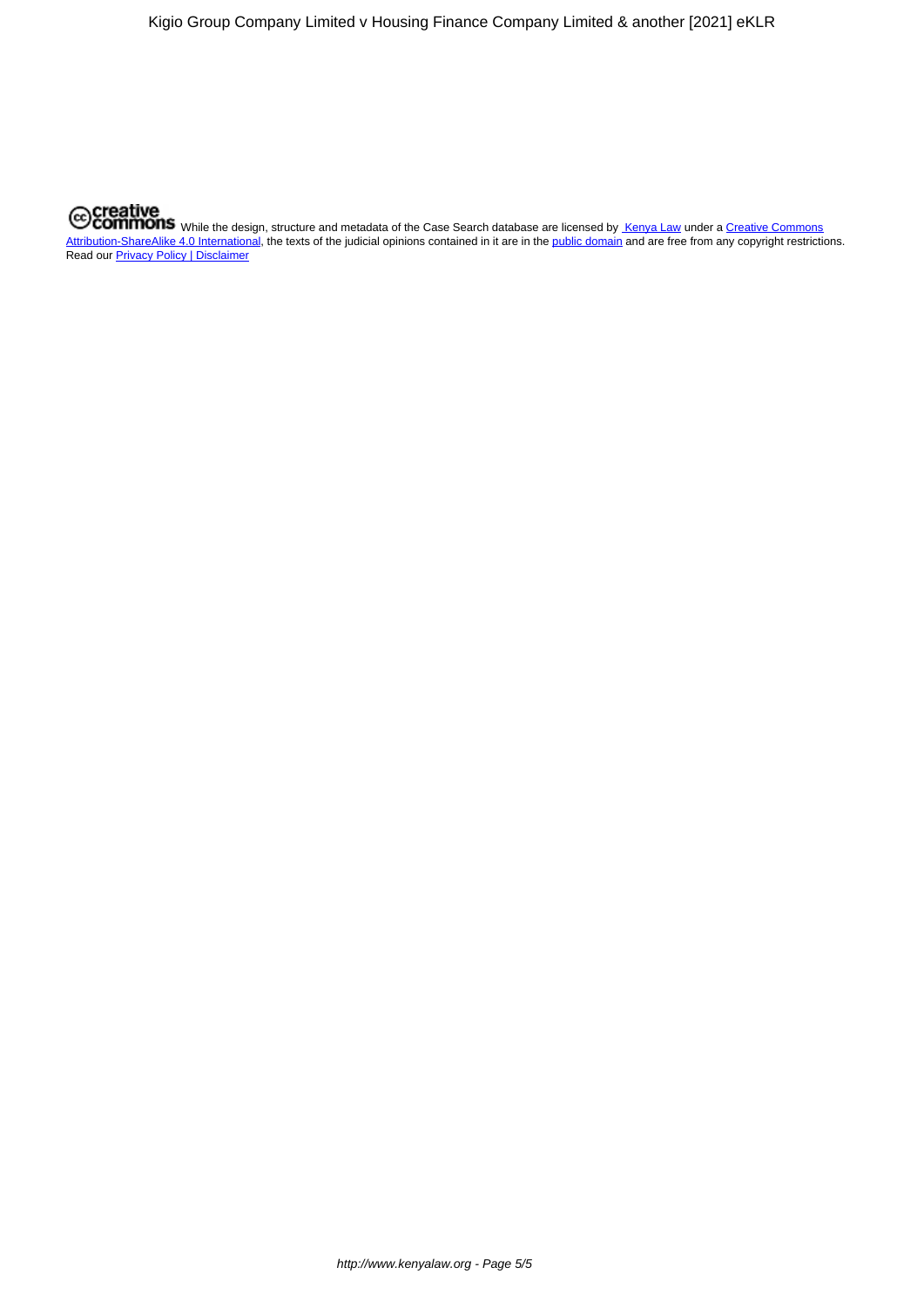While the design, structure and metadata of the Case Search database are licensed by Kenya Law under a Creative Commons Attribution-ShareAlike 4.0 International, the texts of the judicial opinions contained in it are in the public domain and are free from any copyright restrictions. Read our Privacy Policy | Disclaimer